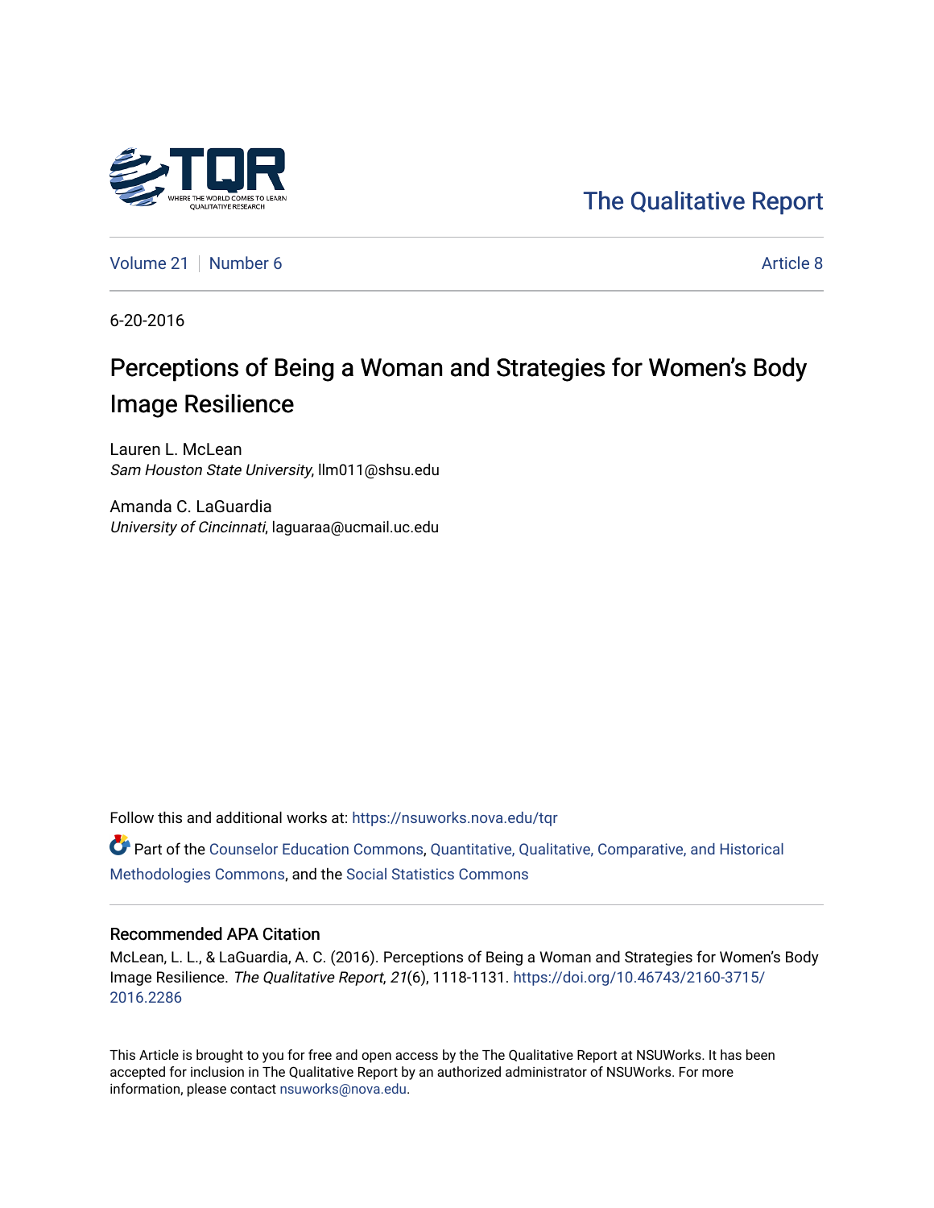The Qualitative Report

Volume 21 | Number 6 | Article 8

6-20-2016

# Perceptions of Being a Woman and Strategies for Women's Body Image Resilience

Lauren L. McLean
*Sam Houston State University*, llm011@shsu.edu

Amanda C. LaGuardia
*University of Cincinnati*, laguaraa@ucmail.uc.edu

Follow this and additional works at: https://nsuworks.nova.edu/tqr

Part of the Counselor Education Commons, Quantitative, Qualitative, Comparative, and Historical Methodologies Commons, and the Social Statistics Commons

## Recommended APA Citation

McLean, L. L., & LaGuardia, A. C. (2016). Perceptions of Being a Woman and Strategies for Women's Body Image Resilience. *The Qualitative Report*, *21*(6), 1118-1131. https://doi.org/10.46743/2160-3715/2016.2286

This Article is brought to you for free and open access by the The Qualitative Report at NSUWorks. It has been accepted for inclusion in The Qualitative Report by an authorized administrator of NSUWorks. For more information, please contact nsuworks@nova.edu.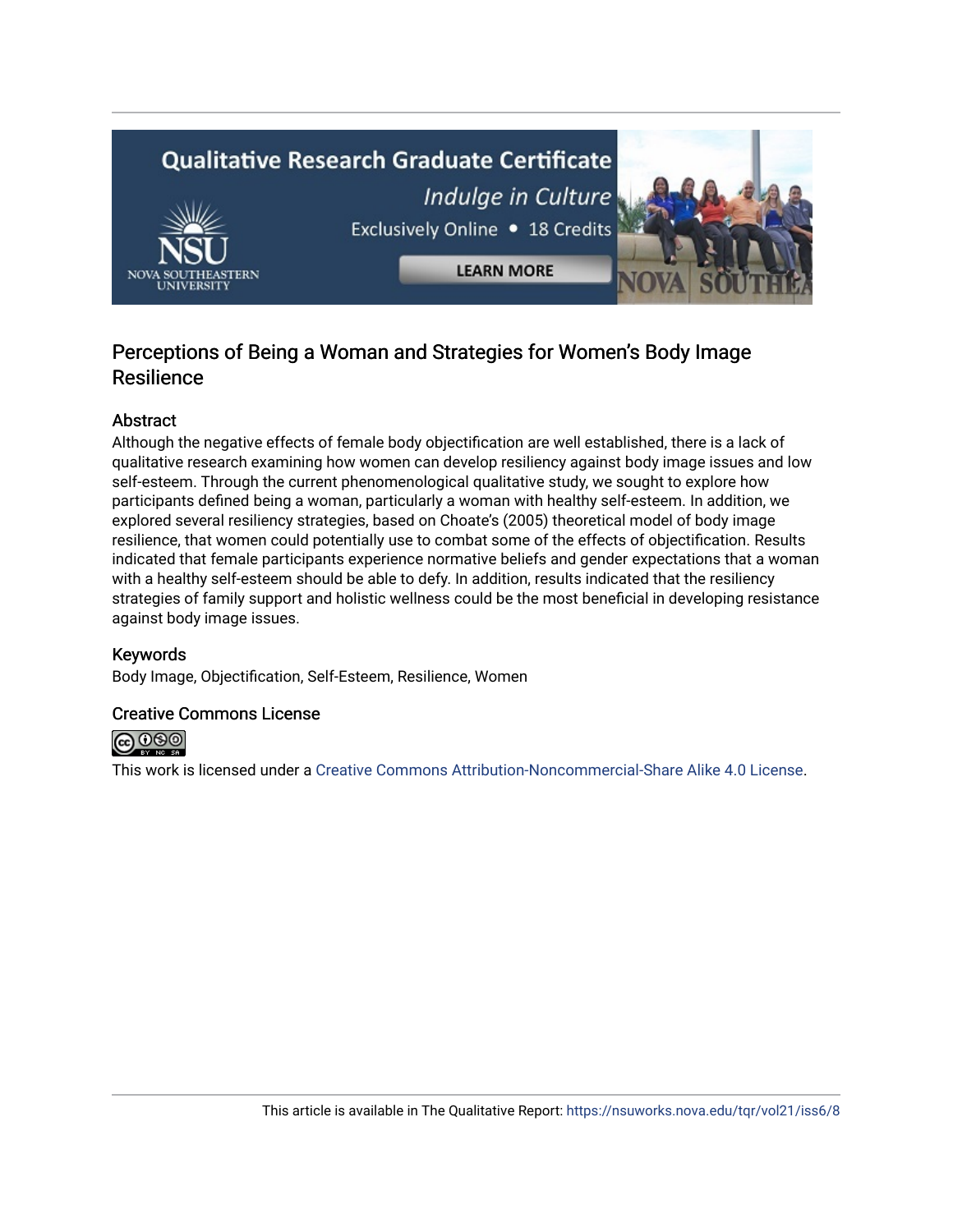# Perceptions of Being a Woman and Strategies for Women's Body Image Resilience

## Abstract

Although the negative effects of female body objectification are well established, there is a lack of qualitative research examining how women can develop resiliency against body image issues and low self-esteem. Through the current phenomenological qualitative study, we sought to explore how participants defined being a woman, particularly a woman with healthy self-esteem. In addition, we explored several resiliency strategies, based on Choate's (2005) theoretical model of body image resilience, that women could potentially use to combat some of the effects of objectification. Results indicated that female participants experience normative beliefs and gender expectations that a woman with a healthy self-esteem should be able to defy. In addition, results indicated that the resiliency strategies of family support and holistic wellness could be the most beneficial in developing resistance against body image issues.

## Keywords

Body Image, Objectification, Self-Esteem, Resilience, Women

## Creative Commons License

This work is licensed under a Creative Commons Attribution-Noncommercial-Share Alike 4.0 License.

This article is available in The Qualitative Report: https://nsuworks.nova.edu/tqr/vol21/iss6/8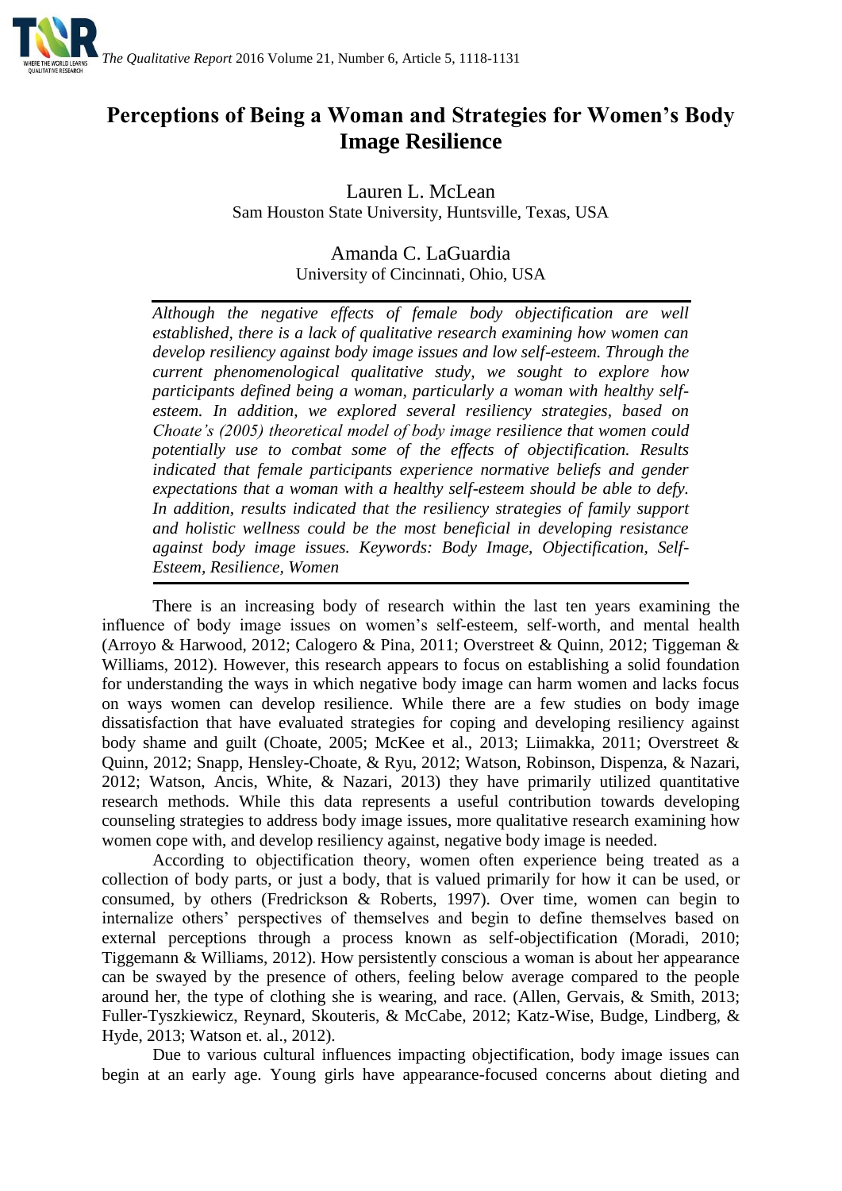# Perceptions of Being a Woman and Strategies for Women's Body Image Resilience

Lauren L. McLean
Sam Houston State University, Huntsville, Texas, USA

Amanda C. LaGuardia
University of Cincinnati, Ohio, USA

*Although the negative effects of female body objectification are well established, there is a lack of qualitative research examining how women can develop resiliency against body image issues and low self-esteem. Through the current phenomenological qualitative study, we sought to explore how participants defined being a woman, particularly a woman with healthy self-esteem. In addition, we explored several resiliency strategies, based on Choate's (2005) theoretical model of body image resilience that women could potentially use to combat some of the effects of objectification. Results indicated that female participants experience normative beliefs and gender expectations that a woman with a healthy self-esteem should be able to defy. In addition, results indicated that the resiliency strategies of family support and holistic wellness could be the most beneficial in developing resistance against body image issues. Keywords: Body Image, Objectification, Self-Esteem, Resilience, Women*

There is an increasing body of research within the last ten years examining the influence of body image issues on women's self-esteem, self-worth, and mental health (Arroyo & Harwood, 2012; Calogero & Pina, 2011; Overstreet & Quinn, 2012; Tiggeman & Williams, 2012). However, this research appears to focus on establishing a solid foundation for understanding the ways in which negative body image can harm women and lacks focus on ways women can develop resilience. While there are a few studies on body image dissatisfaction that have evaluated strategies for coping and developing resiliency against body shame and guilt (Choate, 2005; McKee et al., 2013; Liimakka, 2011; Overstreet & Quinn, 2012; Snapp, Hensley-Choate, & Ryu, 2012; Watson, Robinson, Dispenza, & Nazari, 2012; Watson, Ancis, White, & Nazari, 2013) they have primarily utilized quantitative research methods. While this data represents a useful contribution towards developing counseling strategies to address body image issues, more qualitative research examining how women cope with, and develop resiliency against, negative body image is needed.

According to objectification theory, women often experience being treated as a collection of body parts, or just a body, that is valued primarily for how it can be used, or consumed, by others (Fredrickson & Roberts, 1997). Over time, women can begin to internalize others' perspectives of themselves and begin to define themselves based on external perceptions through a process known as self-objectification (Moradi, 2010; Tiggemann & Williams, 2012). How persistently conscious a woman is about her appearance can be swayed by the presence of others, feeling below average compared to the people around her, the type of clothing she is wearing, and race. (Allen, Gervais, & Smith, 2013; Fuller-Tyszkiewicz, Reynard, Skouteris, & McCabe, 2012; Katz-Wise, Budge, Lindberg, & Hyde, 2013; Watson et. al., 2012).

Due to various cultural influences impacting objectification, body image issues can begin at an early age. Young girls have appearance-focused concerns about dieting and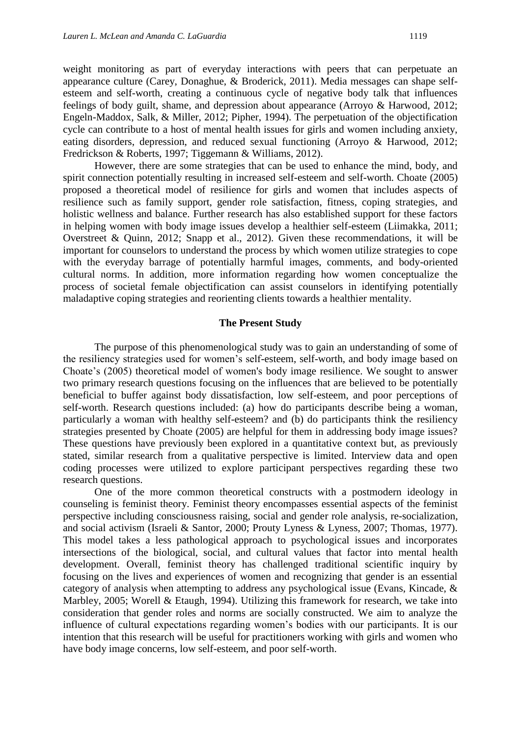weight monitoring as part of everyday interactions with peers that can perpetuate an appearance culture (Carey, Donaghue, & Broderick, 2011). Media messages can shape self-esteem and self-worth, creating a continuous cycle of negative body talk that influences feelings of body guilt, shame, and depression about appearance (Arroyo & Harwood, 2012; Engeln-Maddox, Salk, & Miller, 2012; Pipher, 1994). The perpetuation of the objectification cycle can contribute to a host of mental health issues for girls and women including anxiety, eating disorders, depression, and reduced sexual functioning (Arroyo & Harwood, 2012; Fredrickson & Roberts, 1997; Tiggemann & Williams, 2012).

However, there are some strategies that can be used to enhance the mind, body, and spirit connection potentially resulting in increased self-esteem and self-worth. Choate (2005) proposed a theoretical model of resilience for girls and women that includes aspects of resilience such as family support, gender role satisfaction, fitness, coping strategies, and holistic wellness and balance. Further research has also established support for these factors in helping women with body image issues develop a healthier self-esteem (Liimakka, 2011; Overstreet & Quinn, 2012; Snapp et al., 2012). Given these recommendations, it will be important for counselors to understand the process by which women utilize strategies to cope with the everyday barrage of potentially harmful images, comments, and body-oriented cultural norms. In addition, more information regarding how women conceptualize the process of societal female objectification can assist counselors in identifying potentially maladaptive coping strategies and reorienting clients towards a healthier mentality.

## The Present Study

The purpose of this phenomenological study was to gain an understanding of some of the resiliency strategies used for women's self-esteem, self-worth, and body image based on Choate's (2005) theoretical model of women's body image resilience. We sought to answer two primary research questions focusing on the influences that are believed to be potentially beneficial to buffer against body dissatisfaction, low self-esteem, and poor perceptions of self-worth. Research questions included: (a) how do participants describe being a woman, particularly a woman with healthy self-esteem? and (b) do participants think the resiliency strategies presented by Choate (2005) are helpful for them in addressing body image issues? These questions have previously been explored in a quantitative context but, as previously stated, similar research from a qualitative perspective is limited. Interview data and open coding processes were utilized to explore participant perspectives regarding these two research questions.

One of the more common theoretical constructs with a postmodern ideology in counseling is feminist theory. Feminist theory encompasses essential aspects of the feminist perspective including consciousness raising, social and gender role analysis, re-socialization, and social activism (Israeli & Santor, 2000; Prouty Lyness & Lyness, 2007; Thomas, 1977). This model takes a less pathological approach to psychological issues and incorporates intersections of the biological, social, and cultural values that factor into mental health development. Overall, feminist theory has challenged traditional scientific inquiry by focusing on the lives and experiences of women and recognizing that gender is an essential category of analysis when attempting to address any psychological issue (Evans, Kincade, & Marbley, 2005; Worell & Etaugh, 1994). Utilizing this framework for research, we take into consideration that gender roles and norms are socially constructed. We aim to analyze the influence of cultural expectations regarding women's bodies with our participants. It is our intention that this research will be useful for practitioners working with girls and women who have body image concerns, low self-esteem, and poor self-worth.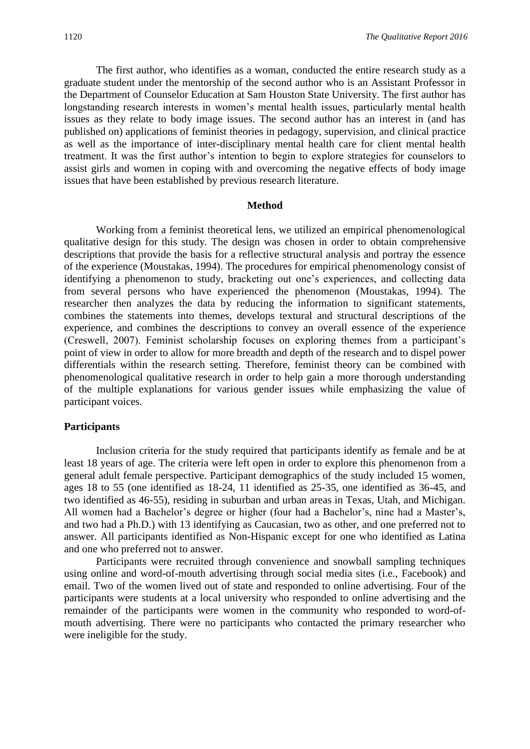The first author, who identifies as a woman, conducted the entire research study as a graduate student under the mentorship of the second author who is an Assistant Professor in the Department of Counselor Education at Sam Houston State University. The first author has longstanding research interests in women's mental health issues, particularly mental health issues as they relate to body image issues. The second author has an interest in (and has published on) applications of feminist theories in pedagogy, supervision, and clinical practice as well as the importance of inter-disciplinary mental health care for client mental health treatment. It was the first author's intention to begin to explore strategies for counselors to assist girls and women in coping with and overcoming the negative effects of body image issues that have been established by previous research literature.

## Method

Working from a feminist theoretical lens, we utilized an empirical phenomenological qualitative design for this study. The design was chosen in order to obtain comprehensive descriptions that provide the basis for a reflective structural analysis and portray the essence of the experience (Moustakas, 1994). The procedures for empirical phenomenology consist of identifying a phenomenon to study, bracketing out one's experiences, and collecting data from several persons who have experienced the phenomenon (Moustakas, 1994). The researcher then analyzes the data by reducing the information to significant statements, combines the statements into themes, develops textural and structural descriptions of the experience, and combines the descriptions to convey an overall essence of the experience (Creswell, 2007). Feminist scholarship focuses on exploring themes from a participant's point of view in order to allow for more breadth and depth of the research and to dispel power differentials within the research setting. Therefore, feminist theory can be combined with phenomenological qualitative research in order to help gain a more thorough understanding of the multiple explanations for various gender issues while emphasizing the value of participant voices.

### Participants

Inclusion criteria for the study required that participants identify as female and be at least 18 years of age. The criteria were left open in order to explore this phenomenon from a general adult female perspective. Participant demographics of the study included 15 women, ages 18 to 55 (one identified as 18-24, 11 identified as 25-35, one identified as 36-45, and two identified as 46-55), residing in suburban and urban areas in Texas, Utah, and Michigan. All women had a Bachelor's degree or higher (four had a Bachelor's, nine had a Master's, and two had a Ph.D.) with 13 identifying as Caucasian, two as other, and one preferred not to answer. All participants identified as Non-Hispanic except for one who identified as Latina and one who preferred not to answer.

Participants were recruited through convenience and snowball sampling techniques using online and word-of-mouth advertising through social media sites (i.e., Facebook) and email. Two of the women lived out of state and responded to online advertising. Four of the participants were students at a local university who responded to online advertising and the remainder of the participants were women in the community who responded to word-of-mouth advertising. There were no participants who contacted the primary researcher who were ineligible for the study.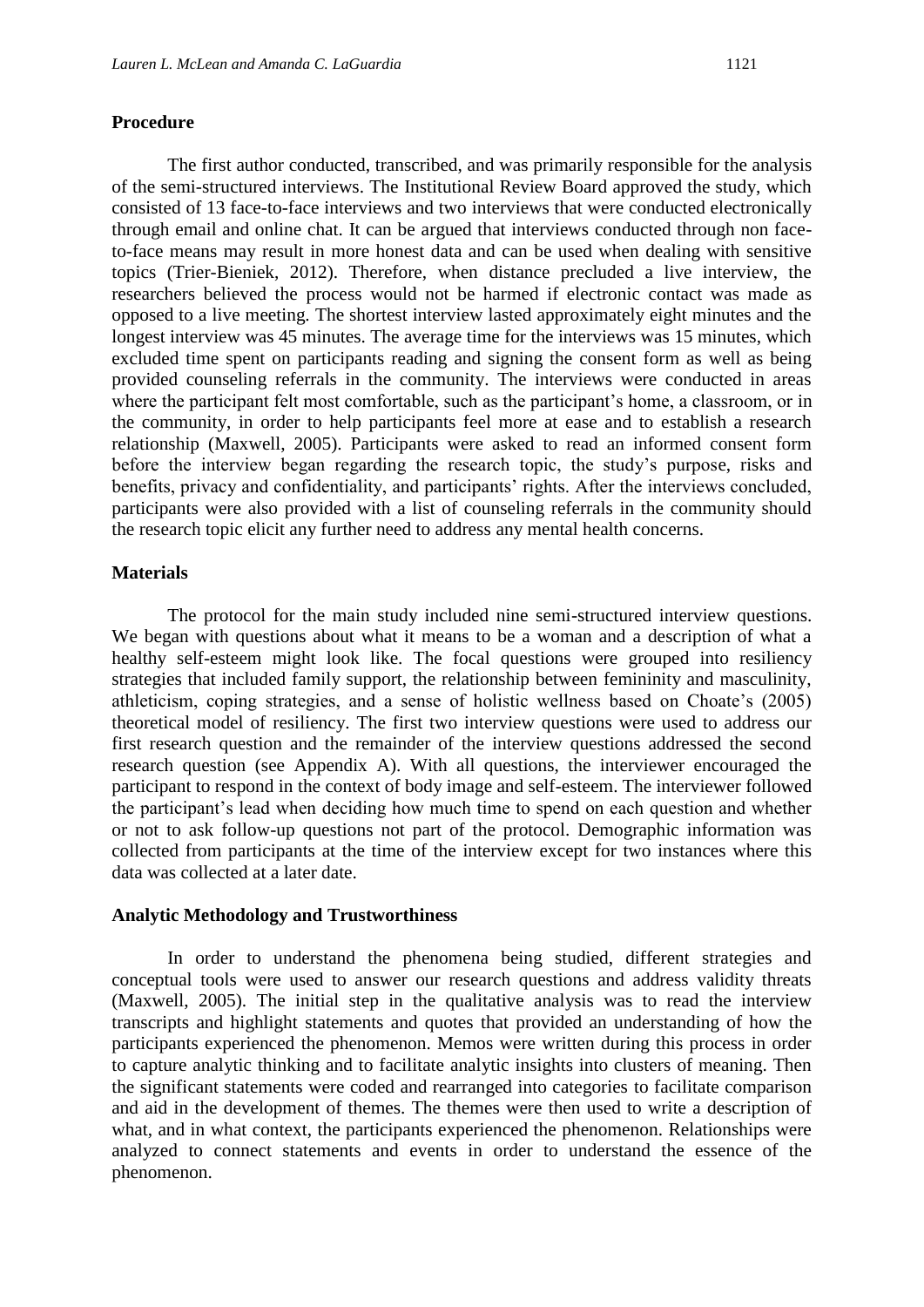## Procedure

The first author conducted, transcribed, and was primarily responsible for the analysis of the semi-structured interviews. The Institutional Review Board approved the study, which consisted of 13 face-to-face interviews and two interviews that were conducted electronically through email and online chat. It can be argued that interviews conducted through non face-to-face means may result in more honest data and can be used when dealing with sensitive topics (Trier-Bieniek, 2012). Therefore, when distance precluded a live interview, the researchers believed the process would not be harmed if electronic contact was made as opposed to a live meeting. The shortest interview lasted approximately eight minutes and the longest interview was 45 minutes. The average time for the interviews was 15 minutes, which excluded time spent on participants reading and signing the consent form as well as being provided counseling referrals in the community. The interviews were conducted in areas where the participant felt most comfortable, such as the participant's home, a classroom, or in the community, in order to help participants feel more at ease and to establish a research relationship (Maxwell, 2005). Participants were asked to read an informed consent form before the interview began regarding the research topic, the study's purpose, risks and benefits, privacy and confidentiality, and participants' rights. After the interviews concluded, participants were also provided with a list of counseling referrals in the community should the research topic elicit any further need to address any mental health concerns.

## Materials

The protocol for the main study included nine semi-structured interview questions. We began with questions about what it means to be a woman and a description of what a healthy self-esteem might look like. The focal questions were grouped into resiliency strategies that included family support, the relationship between femininity and masculinity, athleticism, coping strategies, and a sense of holistic wellness based on Choate's (2005) theoretical model of resiliency. The first two interview questions were used to address our first research question and the remainder of the interview questions addressed the second research question (see Appendix A). With all questions, the interviewer encouraged the participant to respond in the context of body image and self-esteem. The interviewer followed the participant's lead when deciding how much time to spend on each question and whether or not to ask follow-up questions not part of the protocol. Demographic information was collected from participants at the time of the interview except for two instances where this data was collected at a later date.

## Analytic Methodology and Trustworthiness

In order to understand the phenomena being studied, different strategies and conceptual tools were used to answer our research questions and address validity threats (Maxwell, 2005). The initial step in the qualitative analysis was to read the interview transcripts and highlight statements and quotes that provided an understanding of how the participants experienced the phenomenon. Memos were written during this process in order to capture analytic thinking and to facilitate analytic insights into clusters of meaning. Then the significant statements were coded and rearranged into categories to facilitate comparison and aid in the development of themes. The themes were then used to write a description of what, and in what context, the participants experienced the phenomenon. Relationships were analyzed to connect statements and events in order to understand the essence of the phenomenon.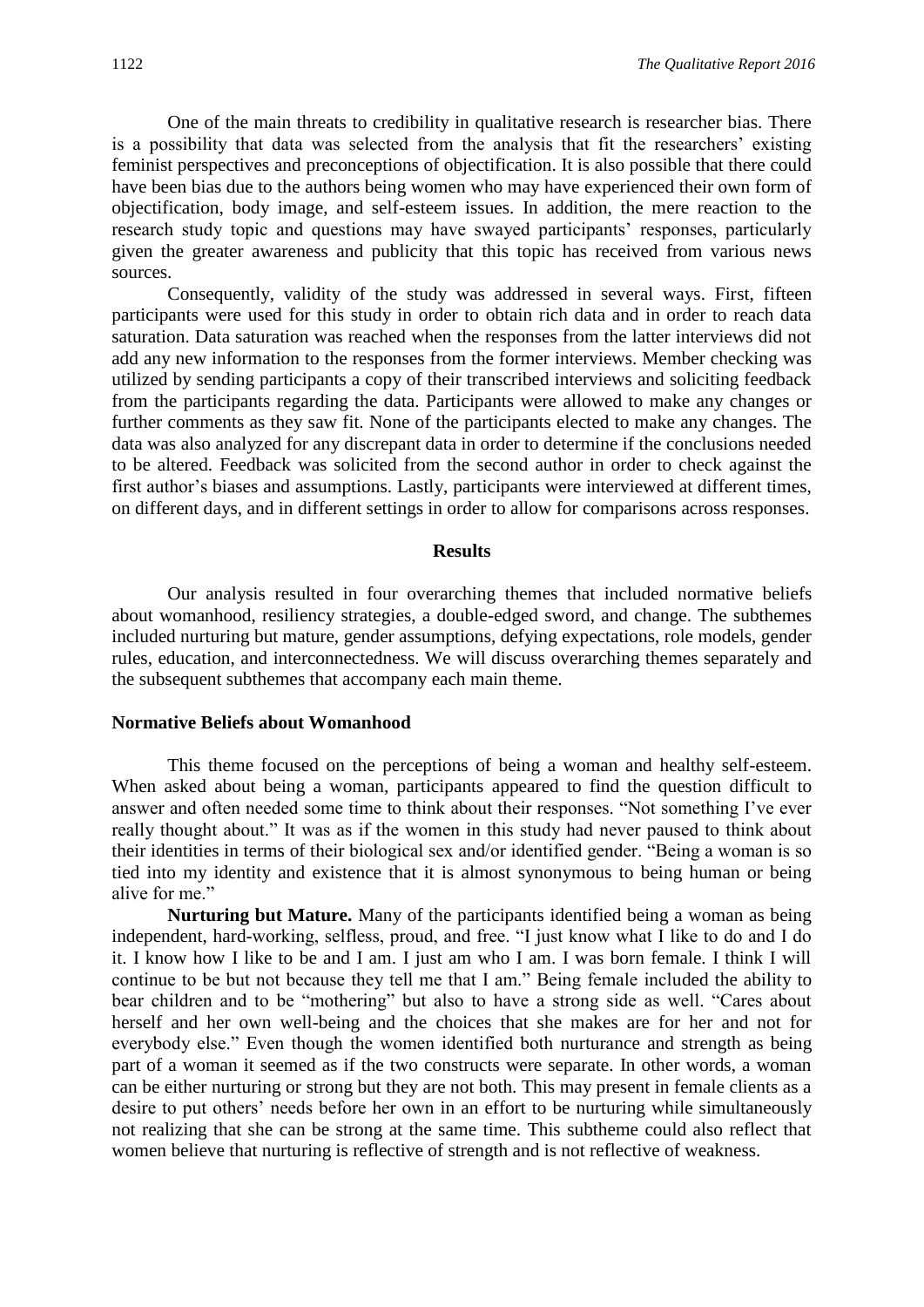One of the main threats to credibility in qualitative research is researcher bias. There is a possibility that data was selected from the analysis that fit the researchers' existing feminist perspectives and preconceptions of objectification. It is also possible that there could have been bias due to the authors being women who may have experienced their own form of objectification, body image, and self-esteem issues. In addition, the mere reaction to the research study topic and questions may have swayed participants' responses, particularly given the greater awareness and publicity that this topic has received from various news sources.

Consequently, validity of the study was addressed in several ways. First, fifteen participants were used for this study in order to obtain rich data and in order to reach data saturation. Data saturation was reached when the responses from the latter interviews did not add any new information to the responses from the former interviews. Member checking was utilized by sending participants a copy of their transcribed interviews and soliciting feedback from the participants regarding the data. Participants were allowed to make any changes or further comments as they saw fit. None of the participants elected to make any changes. The data was also analyzed for any discrepant data in order to determine if the conclusions needed to be altered. Feedback was solicited from the second author in order to check against the first author's biases and assumptions. Lastly, participants were interviewed at different times, on different days, and in different settings in order to allow for comparisons across responses.

## Results

Our analysis resulted in four overarching themes that included normative beliefs about womanhood, resiliency strategies, a double-edged sword, and change. The subthemes included nurturing but mature, gender assumptions, defying expectations, role models, gender rules, education, and interconnectedness. We will discuss overarching themes separately and the subsequent subthemes that accompany each main theme.

### Normative Beliefs about Womanhood

This theme focused on the perceptions of being a woman and healthy self-esteem. When asked about being a woman, participants appeared to find the question difficult to answer and often needed some time to think about their responses. "Not something I've ever really thought about." It was as if the women in this study had never paused to think about their identities in terms of their biological sex and/or identified gender. "Being a woman is so tied into my identity and existence that it is almost synonymous to being human or being alive for me."

**Nurturing but Mature.** Many of the participants identified being a woman as being independent, hard-working, selfless, proud, and free. "I just know what I like to do and I do it. I know how I like to be and I am. I just am who I am. I was born female. I think I will continue to be but not because they tell me that I am." Being female included the ability to bear children and to be "mothering" but also to have a strong side as well. "Cares about herself and her own well-being and the choices that she makes are for her and not for everybody else." Even though the women identified both nurturance and strength as being part of a woman it seemed as if the two constructs were separate. In other words, a woman can be either nurturing or strong but they are not both. This may present in female clients as a desire to put others' needs before her own in an effort to be nurturing while simultaneously not realizing that she can be strong at the same time. This subtheme could also reflect that women believe that nurturing is reflective of strength and is not reflective of weakness.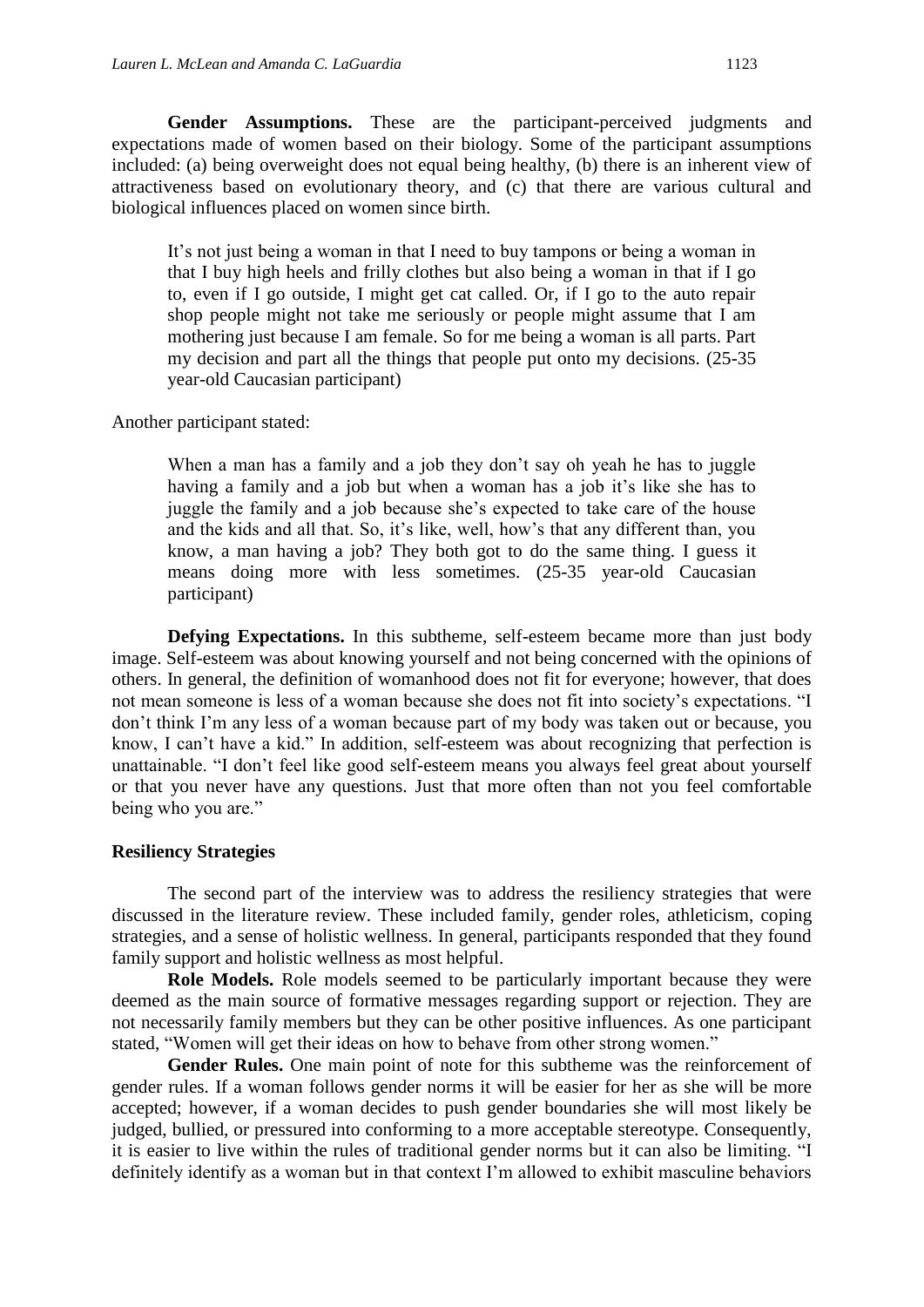**Gender Assumptions.** These are the participant-perceived judgments and expectations made of women based on their biology. Some of the participant assumptions included: (a) being overweight does not equal being healthy, (b) there is an inherent view of attractiveness based on evolutionary theory, and (c) that there are various cultural and biological influences placed on women since birth.

> It's not just being a woman in that I need to buy tampons or being a woman in that I buy high heels and frilly clothes but also being a woman in that if I go to, even if I go outside, I might get cat called. Or, if I go to the auto repair shop people might not take me seriously or people might assume that I am mothering just because I am female. So for me being a woman is all parts. Part my decision and part all the things that people put onto my decisions. (25-35 year-old Caucasian participant)

Another participant stated:

> When a man has a family and a job they don't say oh yeah he has to juggle having a family and a job but when a woman has a job it's like she has to juggle the family and a job because she's expected to take care of the house and the kids and all that. So, it's like, well, how's that any different than, you know, a man having a job? They both got to do the same thing. I guess it means doing more with less sometimes. (25-35 year-old Caucasian participant)

**Defying Expectations.** In this subtheme, self-esteem became more than just body image. Self-esteem was about knowing yourself and not being concerned with the opinions of others. In general, the definition of womanhood does not fit for everyone; however, that does not mean someone is less of a woman because she does not fit into society's expectations. "I don't think I'm any less of a woman because part of my body was taken out or because, you know, I can't have a kid." In addition, self-esteem was about recognizing that perfection is unattainable. "I don't feel like good self-esteem means you always feel great about yourself or that you never have any questions. Just that more often than not you feel comfortable being who you are."

### Resiliency Strategies

The second part of the interview was to address the resiliency strategies that were discussed in the literature review. These included family, gender roles, athleticism, coping strategies, and a sense of holistic wellness. In general, participants responded that they found family support and holistic wellness as most helpful.

**Role Models.** Role models seemed to be particularly important because they were deemed as the main source of formative messages regarding support or rejection. They are not necessarily family members but they can be other positive influences. As one participant stated, "Women will get their ideas on how to behave from other strong women."

**Gender Rules.** One main point of note for this subtheme was the reinforcement of gender rules. If a woman follows gender norms it will be easier for her as she will be more accepted; however, if a woman decides to push gender boundaries she will most likely be judged, bullied, or pressured into conforming to a more acceptable stereotype. Consequently, it is easier to live within the rules of traditional gender norms but it can also be limiting. "I definitely identify as a woman but in that context I'm allowed to exhibit masculine behaviors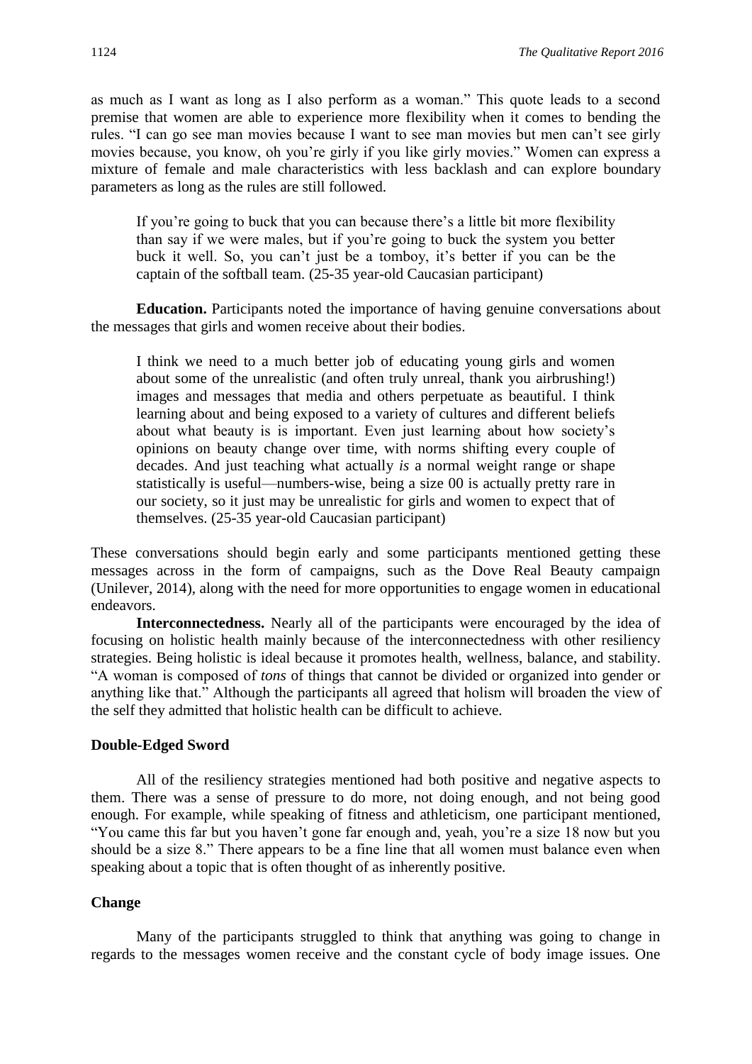as much as I want as long as I also perform as a woman." This quote leads to a second premise that women are able to experience more flexibility when it comes to bending the rules. "I can go see man movies because I want to see man movies but men can't see girly movies because, you know, oh you're girly if you like girly movies." Women can express a mixture of female and male characteristics with less backlash and can explore boundary parameters as long as the rules are still followed.

> If you're going to buck that you can because there's a little bit more flexibility than say if we were males, but if you're going to buck the system you better buck it well. So, you can't just be a tomboy, it's better if you can be the captain of the softball team. (25-35 year-old Caucasian participant)

**Education.** Participants noted the importance of having genuine conversations about the messages that girls and women receive about their bodies.

> I think we need to a much better job of educating young girls and women about some of the unrealistic (and often truly unreal, thank you airbrushing!) images and messages that media and others perpetuate as beautiful. I think learning about and being exposed to a variety of cultures and different beliefs about what beauty is is important. Even just learning about how society's opinions on beauty change over time, with norms shifting every couple of decades. And just teaching what actually *is* a normal weight range or shape statistically is useful—numbers-wise, being a size 00 is actually pretty rare in our society, so it just may be unrealistic for girls and women to expect that of themselves. (25-35 year-old Caucasian participant)

These conversations should begin early and some participants mentioned getting these messages across in the form of campaigns, such as the Dove Real Beauty campaign (Unilever, 2014), along with the need for more opportunities to engage women in educational endeavors.

**Interconnectedness.** Nearly all of the participants were encouraged by the idea of focusing on holistic health mainly because of the interconnectedness with other resiliency strategies. Being holistic is ideal because it promotes health, wellness, balance, and stability. "A woman is composed of *tons* of things that cannot be divided or organized into gender or anything like that." Although the participants all agreed that holism will broaden the view of the self they admitted that holistic health can be difficult to achieve.

### Double-Edged Sword

All of the resiliency strategies mentioned had both positive and negative aspects to them. There was a sense of pressure to do more, not doing enough, and not being good enough. For example, while speaking of fitness and athleticism, one participant mentioned, "You came this far but you haven't gone far enough and, yeah, you're a size 18 now but you should be a size 8." There appears to be a fine line that all women must balance even when speaking about a topic that is often thought of as inherently positive.

### Change

Many of the participants struggled to think that anything was going to change in regards to the messages women receive and the constant cycle of body image issues. One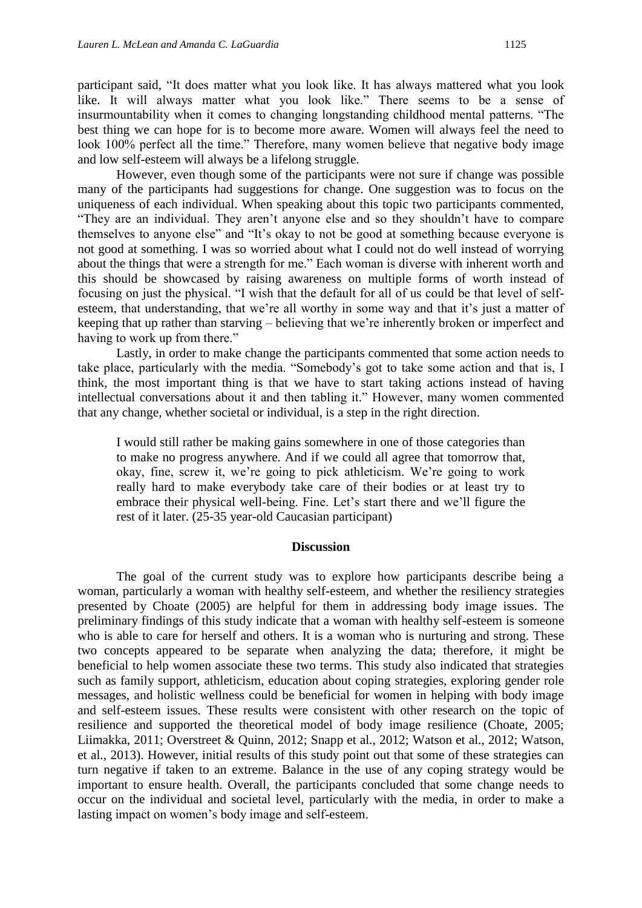participant said, "It does matter what you look like. It has always mattered what you look like. It will always matter what you look like." There seems to be a sense of insurmountability when it comes to changing longstanding childhood mental patterns. "The best thing we can hope for is to become more aware. Women will always feel the need to look 100% perfect all the time." Therefore, many women believe that negative body image and low self-esteem will always be a lifelong struggle.

However, even though some of the participants were not sure if change was possible many of the participants had suggestions for change. One suggestion was to focus on the uniqueness of each individual. When speaking about this topic two participants commented, "They are an individual. They aren't anyone else and so they shouldn't have to compare themselves to anyone else" and "It's okay to not be good at something because everyone is not good at something. I was so worried about what I could not do well instead of worrying about the things that were a strength for me." Each woman is diverse with inherent worth and this should be showcased by raising awareness on multiple forms of worth instead of focusing on just the physical. "I wish that the default for all of us could be that level of self-esteem, that understanding, that we're all worthy in some way and that it's just a matter of keeping that up rather than starving – believing that we're inherently broken or imperfect and having to work up from there."

Lastly, in order to make change the participants commented that some action needs to take place, particularly with the media. "Somebody's got to take some action and that is, I think, the most important thing is that we have to start taking actions instead of having intellectual conversations about it and then tabling it." However, many women commented that any change, whether societal or individual, is a step in the right direction.

> I would still rather be making gains somewhere in one of those categories than to make no progress anywhere. And if we could all agree that tomorrow that, okay, fine, screw it, we're going to pick athleticism. We're going to work really hard to make everybody take care of their bodies or at least try to embrace their physical well-being. Fine. Let's start there and we'll figure the rest of it later. (25-35 year-old Caucasian participant)

## Discussion

The goal of the current study was to explore how participants describe being a woman, particularly a woman with healthy self-esteem, and whether the resiliency strategies presented by Choate (2005) are helpful for them in addressing body image issues. The preliminary findings of this study indicate that a woman with healthy self-esteem is someone who is able to care for herself and others. It is a woman who is nurturing and strong. These two concepts appeared to be separate when analyzing the data; therefore, it might be beneficial to help women associate these two terms. This study also indicated that strategies such as family support, athleticism, education about coping strategies, exploring gender role messages, and holistic wellness could be beneficial for women in helping with body image and self-esteem issues. These results were consistent with other research on the topic of resilience and supported the theoretical model of body image resilience (Choate, 2005; Liimakka, 2011; Overstreet & Quinn, 2012; Snapp et al., 2012; Watson et al., 2012; Watson, et al., 2013). However, initial results of this study point out that some of these strategies can turn negative if taken to an extreme. Balance in the use of any coping strategy would be important to ensure health. Overall, the participants concluded that some change needs to occur on the individual and societal level, particularly with the media, in order to make a lasting impact on women's body image and self-esteem.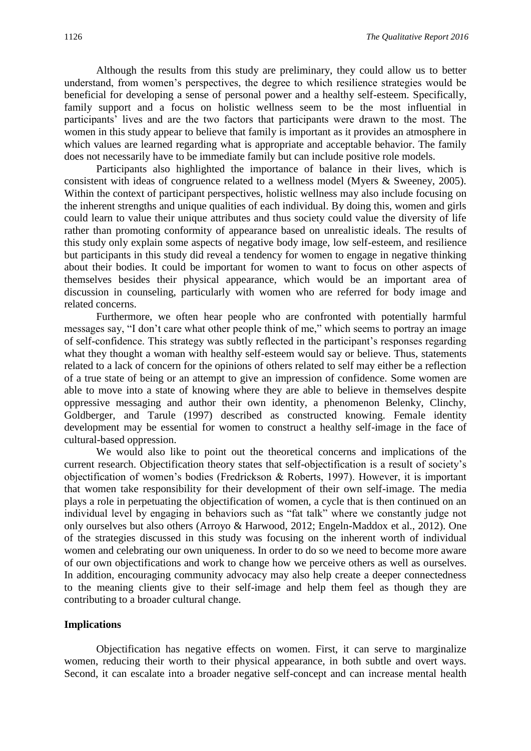Although the results from this study are preliminary, they could allow us to better understand, from women's perspectives, the degree to which resilience strategies would be beneficial for developing a sense of personal power and a healthy self-esteem. Specifically, family support and a focus on holistic wellness seem to be the most influential in participants' lives and are the two factors that participants were drawn to the most. The women in this study appear to believe that family is important as it provides an atmosphere in which values are learned regarding what is appropriate and acceptable behavior. The family does not necessarily have to be immediate family but can include positive role models.

Participants also highlighted the importance of balance in their lives, which is consistent with ideas of congruence related to a wellness model (Myers & Sweeney, 2005). Within the context of participant perspectives, holistic wellness may also include focusing on the inherent strengths and unique qualities of each individual. By doing this, women and girls could learn to value their unique attributes and thus society could value the diversity of life rather than promoting conformity of appearance based on unrealistic ideals. The results of this study only explain some aspects of negative body image, low self-esteem, and resilience but participants in this study did reveal a tendency for women to engage in negative thinking about their bodies. It could be important for women to want to focus on other aspects of themselves besides their physical appearance, which would be an important area of discussion in counseling, particularly with women who are referred for body image and related concerns.

Furthermore, we often hear people who are confronted with potentially harmful messages say, "I don't care what other people think of me," which seems to portray an image of self-confidence. This strategy was subtly reflected in the participant's responses regarding what they thought a woman with healthy self-esteem would say or believe. Thus, statements related to a lack of concern for the opinions of others related to self may either be a reflection of a true state of being or an attempt to give an impression of confidence. Some women are able to move into a state of knowing where they are able to believe in themselves despite oppressive messaging and author their own identity, a phenomenon Belenky, Clinchy, Goldberger, and Tarule (1997) described as constructed knowing. Female identity development may be essential for women to construct a healthy self-image in the face of cultural-based oppression.

We would also like to point out the theoretical concerns and implications of the current research. Objectification theory states that self-objectification is a result of society's objectification of women's bodies (Fredrickson & Roberts, 1997). However, it is important that women take responsibility for their development of their own self-image. The media plays a role in perpetuating the objectification of women, a cycle that is then continued on an individual level by engaging in behaviors such as "fat talk" where we constantly judge not only ourselves but also others (Arroyo & Harwood, 2012; Engeln-Maddox et al., 2012). One of the strategies discussed in this study was focusing on the inherent worth of individual women and celebrating our own uniqueness. In order to do so we need to become more aware of our own objectifications and work to change how we perceive others as well as ourselves. In addition, encouraging community advocacy may also help create a deeper connectedness to the meaning clients give to their self-image and help them feel as though they are contributing to a broader cultural change.

**Implications**

Objectification has negative effects on women. First, it can serve to marginalize women, reducing their worth to their physical appearance, in both subtle and overt ways. Second, it can escalate into a broader negative self-concept and can increase mental health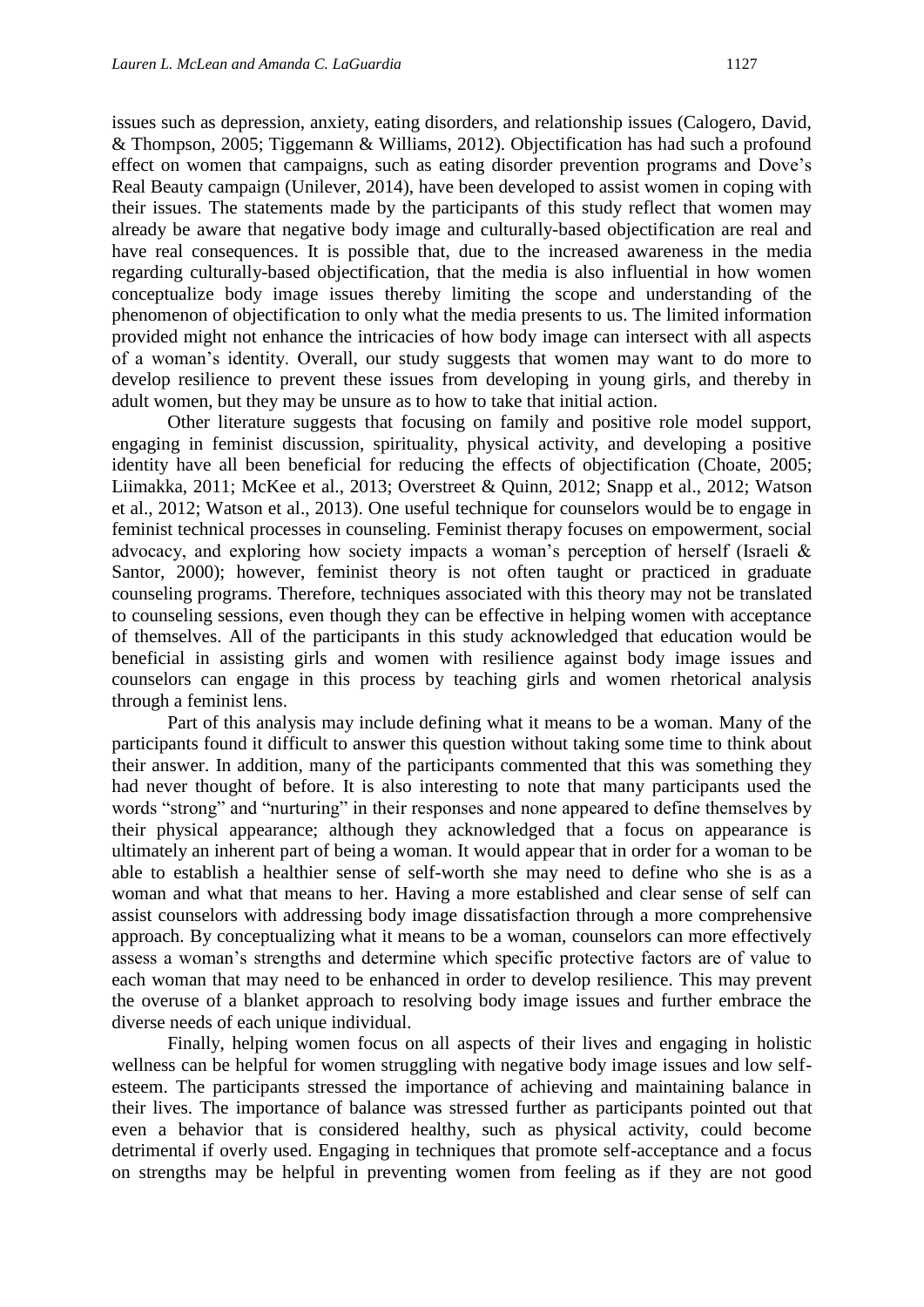issues such as depression, anxiety, eating disorders, and relationship issues (Calogero, David, & Thompson, 2005; Tiggemann & Williams, 2012). Objectification has had such a profound effect on women that campaigns, such as eating disorder prevention programs and Dove's Real Beauty campaign (Unilever, 2014), have been developed to assist women in coping with their issues. The statements made by the participants of this study reflect that women may already be aware that negative body image and culturally-based objectification are real and have real consequences. It is possible that, due to the increased awareness in the media regarding culturally-based objectification, that the media is also influential in how women conceptualize body image issues thereby limiting the scope and understanding of the phenomenon of objectification to only what the media presents to us. The limited information provided might not enhance the intricacies of how body image can intersect with all aspects of a woman's identity. Overall, our study suggests that women may want to do more to develop resilience to prevent these issues from developing in young girls, and thereby in adult women, but they may be unsure as to how to take that initial action.

Other literature suggests that focusing on family and positive role model support, engaging in feminist discussion, spirituality, physical activity, and developing a positive identity have all been beneficial for reducing the effects of objectification (Choate, 2005; Liimakka, 2011; McKee et al., 2013; Overstreet & Quinn, 2012; Snapp et al., 2012; Watson et al., 2012; Watson et al., 2013). One useful technique for counselors would be to engage in feminist technical processes in counseling. Feminist therapy focuses on empowerment, social advocacy, and exploring how society impacts a woman's perception of herself (Israeli & Santor, 2000); however, feminist theory is not often taught or practiced in graduate counseling programs. Therefore, techniques associated with this theory may not be translated to counseling sessions, even though they can be effective in helping women with acceptance of themselves. All of the participants in this study acknowledged that education would be beneficial in assisting girls and women with resilience against body image issues and counselors can engage in this process by teaching girls and women rhetorical analysis through a feminist lens.

Part of this analysis may include defining what it means to be a woman. Many of the participants found it difficult to answer this question without taking some time to think about their answer. In addition, many of the participants commented that this was something they had never thought of before. It is also interesting to note that many participants used the words "strong" and "nurturing" in their responses and none appeared to define themselves by their physical appearance; although they acknowledged that a focus on appearance is ultimately an inherent part of being a woman. It would appear that in order for a woman to be able to establish a healthier sense of self-worth she may need to define who she is as a woman and what that means to her. Having a more established and clear sense of self can assist counselors with addressing body image dissatisfaction through a more comprehensive approach. By conceptualizing what it means to be a woman, counselors can more effectively assess a woman's strengths and determine which specific protective factors are of value to each woman that may need to be enhanced in order to develop resilience. This may prevent the overuse of a blanket approach to resolving body image issues and further embrace the diverse needs of each unique individual.

Finally, helping women focus on all aspects of their lives and engaging in holistic wellness can be helpful for women struggling with negative body image issues and low self-esteem. The participants stressed the importance of achieving and maintaining balance in their lives. The importance of balance was stressed further as participants pointed out that even a behavior that is considered healthy, such as physical activity, could become detrimental if overly used. Engaging in techniques that promote self-acceptance and a focus on strengths may be helpful in preventing women from feeling as if they are not good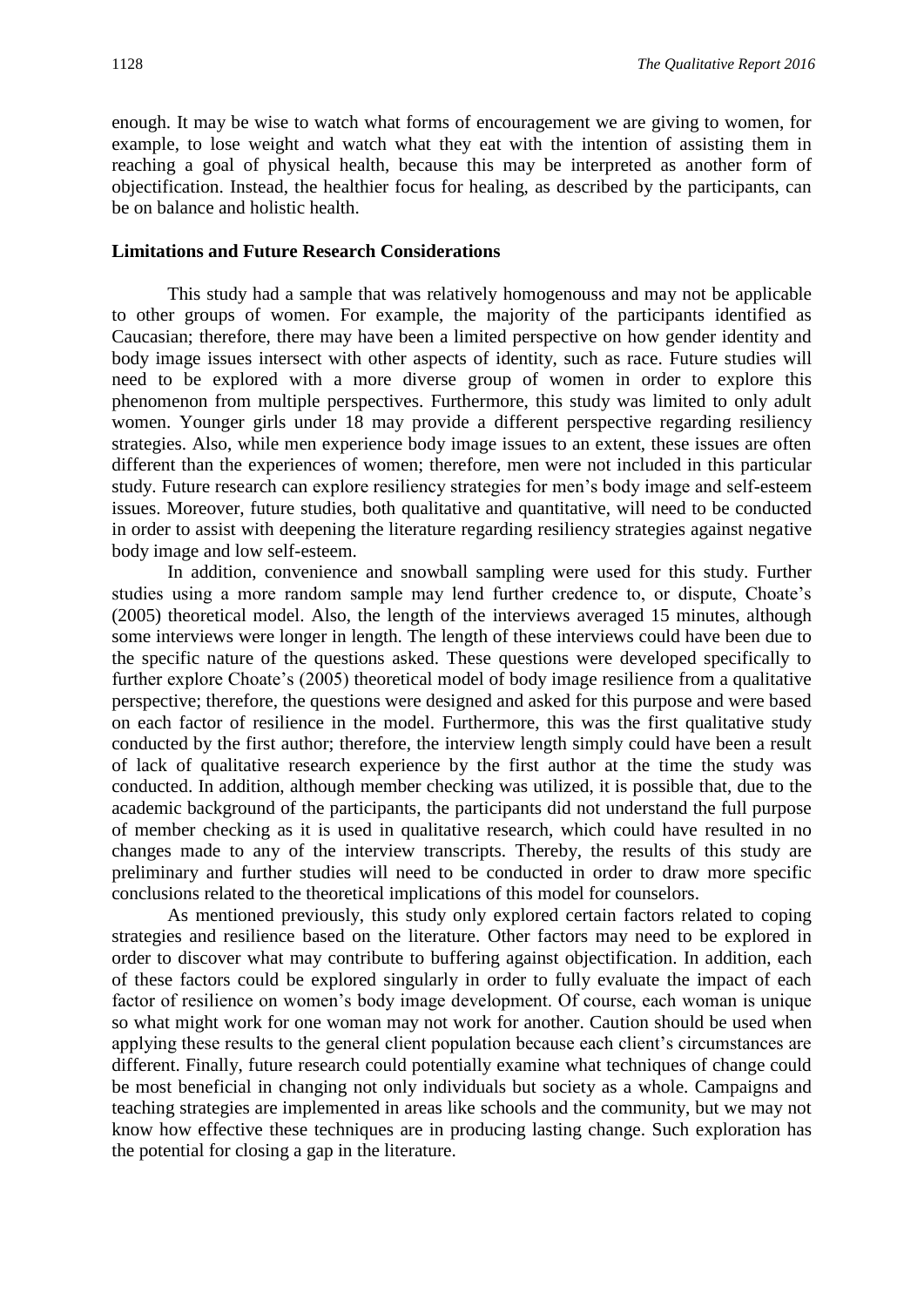enough. It may be wise to watch what forms of encouragement we are giving to women, for example, to lose weight and watch what they eat with the intention of assisting them in reaching a goal of physical health, because this may be interpreted as another form of objectification. Instead, the healthier focus for healing, as described by the participants, can be on balance and holistic health.

### Limitations and Future Research Considerations

This study had a sample that was relatively homogenouss and may not be applicable to other groups of women. For example, the majority of the participants identified as Caucasian; therefore, there may have been a limited perspective on how gender identity and body image issues intersect with other aspects of identity, such as race. Future studies will need to be explored with a more diverse group of women in order to explore this phenomenon from multiple perspectives. Furthermore, this study was limited to only adult women. Younger girls under 18 may provide a different perspective regarding resiliency strategies. Also, while men experience body image issues to an extent, these issues are often different than the experiences of women; therefore, men were not included in this particular study. Future research can explore resiliency strategies for men's body image and self-esteem issues. Moreover, future studies, both qualitative and quantitative, will need to be conducted in order to assist with deepening the literature regarding resiliency strategies against negative body image and low self-esteem.

In addition, convenience and snowball sampling were used for this study. Further studies using a more random sample may lend further credence to, or dispute, Choate's (2005) theoretical model. Also, the length of the interviews averaged 15 minutes, although some interviews were longer in length. The length of these interviews could have been due to the specific nature of the questions asked. These questions were developed specifically to further explore Choate's (2005) theoretical model of body image resilience from a qualitative perspective; therefore, the questions were designed and asked for this purpose and were based on each factor of resilience in the model. Furthermore, this was the first qualitative study conducted by the first author; therefore, the interview length simply could have been a result of lack of qualitative research experience by the first author at the time the study was conducted. In addition, although member checking was utilized, it is possible that, due to the academic background of the participants, the participants did not understand the full purpose of member checking as it is used in qualitative research, which could have resulted in no changes made to any of the interview transcripts. Thereby, the results of this study are preliminary and further studies will need to be conducted in order to draw more specific conclusions related to the theoretical implications of this model for counselors.

As mentioned previously, this study only explored certain factors related to coping strategies and resilience based on the literature. Other factors may need to be explored in order to discover what may contribute to buffering against objectification. In addition, each of these factors could be explored singularly in order to fully evaluate the impact of each factor of resilience on women's body image development. Of course, each woman is unique so what might work for one woman may not work for another. Caution should be used when applying these results to the general client population because each client's circumstances are different. Finally, future research could potentially examine what techniques of change could be most beneficial in changing not only individuals but society as a whole. Campaigns and teaching strategies are implemented in areas like schools and the community, but we may not know how effective these techniques are in producing lasting change. Such exploration has the potential for closing a gap in the literature.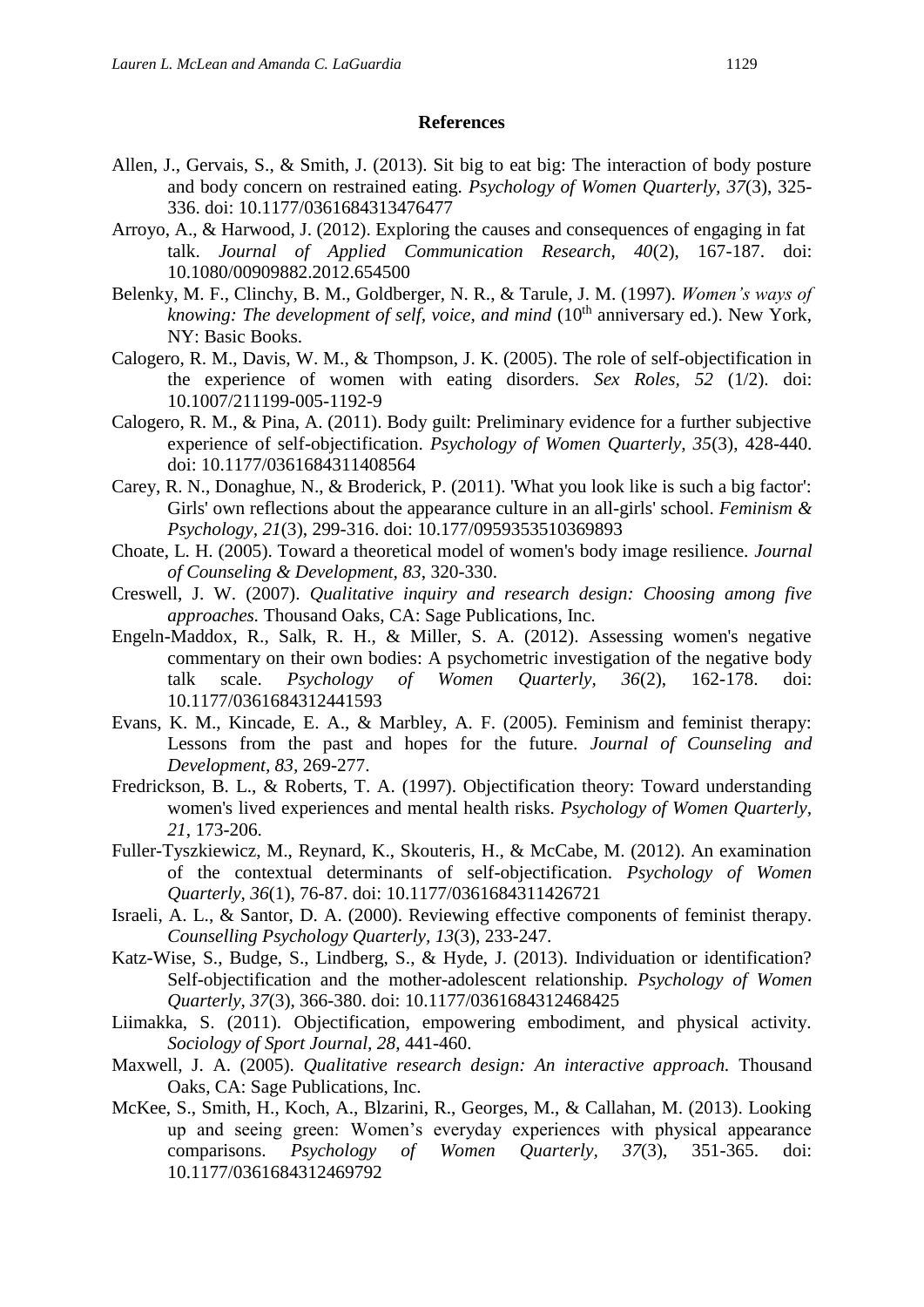## References

Allen, J., Gervais, S., & Smith, J. (2013). Sit big to eat big: The interaction of body posture and body concern on restrained eating. *Psychology of Women Quarterly, 37*(3), 325-336. doi: 10.1177/0361684313476477

Arroyo, A., & Harwood, J. (2012). Exploring the causes and consequences of engaging in fat talk. *Journal of Applied Communication Research, 40*(2), 167-187. doi: 10.1080/00909882.2012.654500

Belenky, M. F., Clinchy, B. M., Goldberger, N. R., & Tarule, J. M. (1997). *Women's ways of knowing: The development of self, voice, and mind* (10th anniversary ed.). New York, NY: Basic Books.

Calogero, R. M., Davis, W. M., & Thompson, J. K. (2005). The role of self-objectification in the experience of women with eating disorders. *Sex Roles, 52* (1/2). doi: 10.1007/211199-005-1192-9

Calogero, R. M., & Pina, A. (2011). Body guilt: Preliminary evidence for a further subjective experience of self-objectification. *Psychology of Women Quarterly, 35*(3), 428-440. doi: 10.1177/0361684311408564

Carey, R. N., Donaghue, N., & Broderick, P. (2011). 'What you look like is such a big factor': Girls' own reflections about the appearance culture in an all-girls' school. *Feminism & Psychology, 21*(3), 299-316. doi: 10.177/0959353510369893

Choate, L. H. (2005). Toward a theoretical model of women's body image resilience. *Journal of Counseling & Development, 83*, 320-330.

Creswell, J. W. (2007). *Qualitative inquiry and research design: Choosing among five approaches.* Thousand Oaks, CA: Sage Publications, Inc.

Engeln-Maddox, R., Salk, R. H., & Miller, S. A. (2012). Assessing women's negative commentary on their own bodies: A psychometric investigation of the negative body talk scale. *Psychology of Women Quarterly, 36*(2), 162-178. doi: 10.1177/0361684312441593

Evans, K. M., Kincade, E. A., & Marbley, A. F. (2005). Feminism and feminist therapy: Lessons from the past and hopes for the future. *Journal of Counseling and Development, 83*, 269-277.

Fredrickson, B. L., & Roberts, T. A. (1997). Objectification theory: Toward understanding women's lived experiences and mental health risks. *Psychology of Women Quarterly, 21*, 173-206.

Fuller-Tyszkiewicz, M., Reynard, K., Skouteris, H., & McCabe, M. (2012). An examination of the contextual determinants of self-objectification. *Psychology of Women Quarterly, 36*(1), 76-87. doi: 10.1177/0361684311426721

Israeli, A. L., & Santor, D. A. (2000). Reviewing effective components of feminist therapy. *Counselling Psychology Quarterly, 13*(3), 233-247.

Katz-Wise, S., Budge, S., Lindberg, S., & Hyde, J. (2013). Individuation or identification? Self-objectification and the mother-adolescent relationship. *Psychology of Women Quarterly, 37*(3), 366-380. doi: 10.1177/0361684312468425

Liimakka, S. (2011). Objectification, empowering embodiment, and physical activity. *Sociology of Sport Journal, 28*, 441-460.

Maxwell, J. A. (2005). *Qualitative research design: An interactive approach.* Thousand Oaks, CA: Sage Publications, Inc.

McKee, S., Smith, H., Koch, A., Blzarini, R., Georges, M., & Callahan, M. (2013). Looking up and seeing green: Women's everyday experiences with physical appearance comparisons. *Psychology of Women Quarterly, 37*(3), 351-365. doi: 10.1177/0361684312469792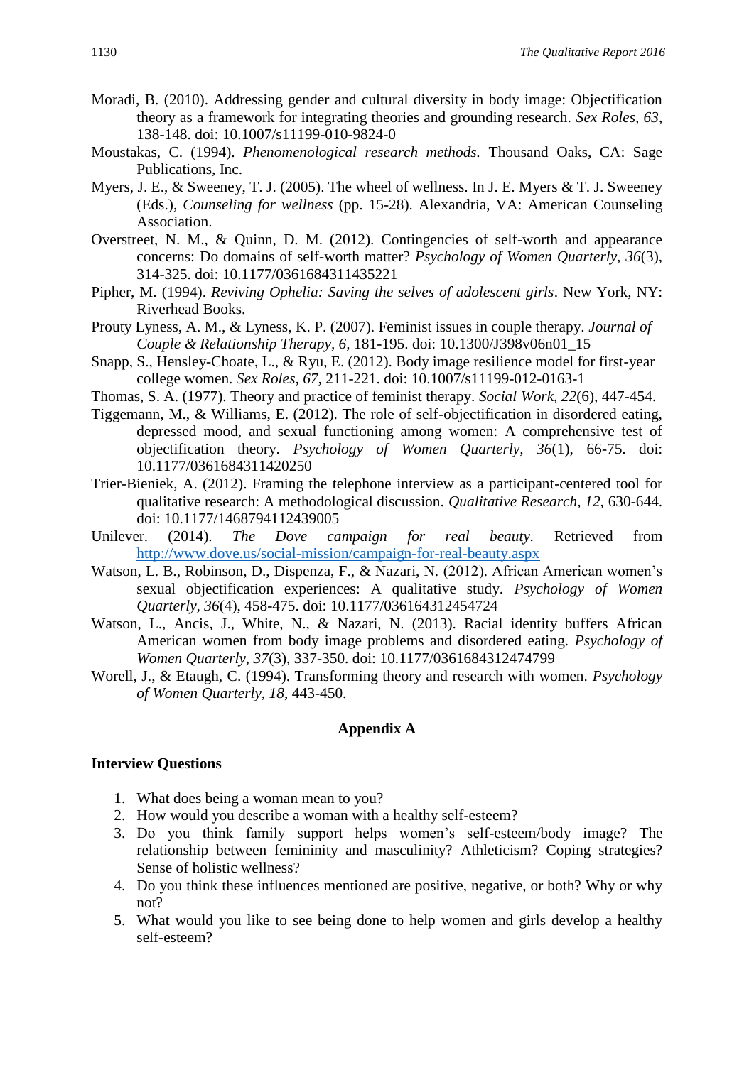Moradi, B. (2010). Addressing gender and cultural diversity in body image: Objectification theory as a framework for integrating theories and grounding research. *Sex Roles, 63*, 138-148. doi: 10.1007/s11199-010-9824-0

Moustakas, C. (1994). *Phenomenological research methods.* Thousand Oaks, CA: Sage Publications, Inc.

Myers, J. E., & Sweeney, T. J. (2005). The wheel of wellness. In J. E. Myers & T. J. Sweeney (Eds.), *Counseling for wellness* (pp. 15-28). Alexandria, VA: American Counseling Association.

Overstreet, N. M., & Quinn, D. M. (2012). Contingencies of self-worth and appearance concerns: Do domains of self-worth matter? *Psychology of Women Quarterly, 36*(3), 314-325. doi: 10.1177/0361684311435221

Pipher, M. (1994). *Reviving Ophelia: Saving the selves of adolescent girls*. New York, NY: Riverhead Books.

Prouty Lyness, A. M., & Lyness, K. P. (2007). Feminist issues in couple therapy. *Journal of Couple & Relationship Therapy, 6*, 181-195. doi: 10.1300/J398v06n01_15

Snapp, S., Hensley-Choate, L., & Ryu, E. (2012). Body image resilience model for first-year college women. *Sex Roles, 67*, 211-221. doi: 10.1007/s11199-012-0163-1

Thomas, S. A. (1977). Theory and practice of feminist therapy. *Social Work, 22*(6), 447-454.

Tiggemann, M., & Williams, E. (2012). The role of self-objectification in disordered eating, depressed mood, and sexual functioning among women: A comprehensive test of objectification theory. *Psychology of Women Quarterly, 36*(1), 66-75. doi: 10.1177/0361684311420250

Trier-Bieniek, A. (2012). Framing the telephone interview as a participant-centered tool for qualitative research: A methodological discussion. *Qualitative Research, 12,* 630-644. doi: 10.1177/1468794112439005

Unilever. (2014). *The Dove campaign for real beauty.* Retrieved from http://www.dove.us/social-mission/campaign-for-real-beauty.aspx

Watson, L. B., Robinson, D., Dispenza, F., & Nazari, N. (2012). African American women's sexual objectification experiences: A qualitative study. *Psychology of Women Quarterly*, *36*(4), 458-475. doi: 10.1177/036164312454724

Watson, L., Ancis, J., White, N., & Nazari, N. (2013). Racial identity buffers African American women from body image problems and disordered eating. *Psychology of Women Quarterly*, *37*(3), 337-350. doi: 10.1177/0361684312474799

Worell, J., & Etaugh, C. (1994). Transforming theory and research with women. *Psychology of Women Quarterly, 18*, 443-450.

## Appendix A

### Interview Questions

1. What does being a woman mean to you?
2. How would you describe a woman with a healthy self-esteem?
3. Do you think family support helps women's self-esteem/body image? The relationship between femininity and masculinity? Athleticism? Coping strategies? Sense of holistic wellness?
4. Do you think these influences mentioned are positive, negative, or both? Why or why not?
5. What would you like to see being done to help women and girls develop a healthy self-esteem?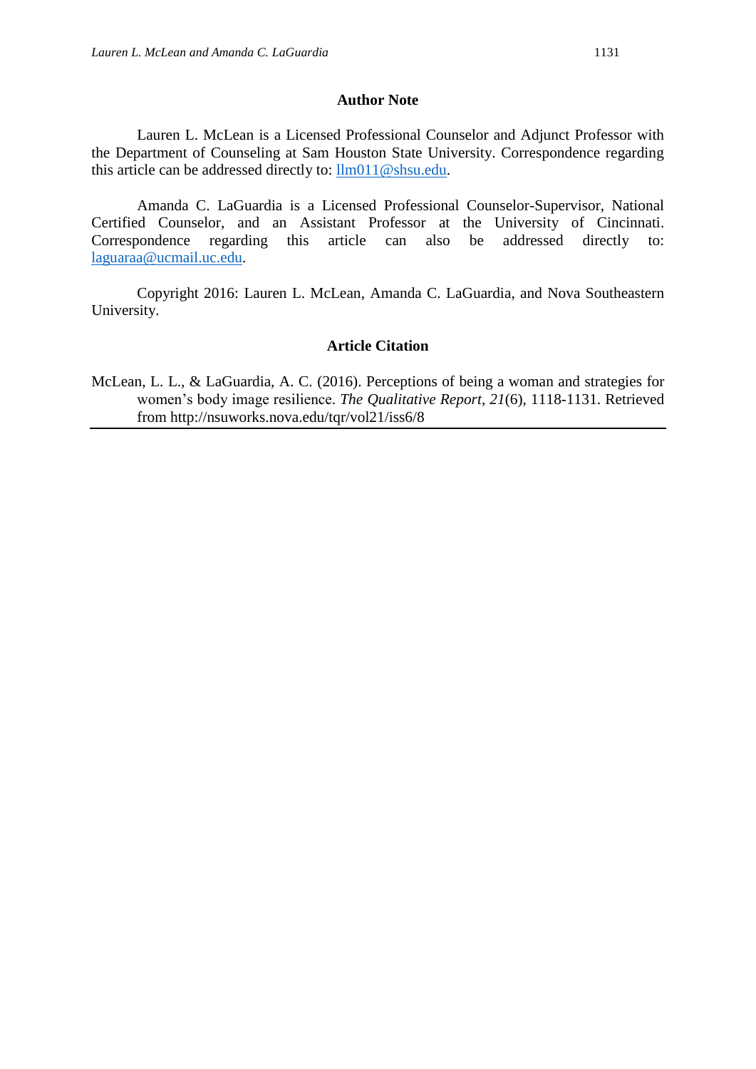## Author Note

Lauren L. McLean is a Licensed Professional Counselor and Adjunct Professor with the Department of Counseling at Sam Houston State University. Correspondence regarding this article can be addressed directly to: llm011@shsu.edu.

Amanda C. LaGuardia is a Licensed Professional Counselor-Supervisor, National Certified Counselor, and an Assistant Professor at the University of Cincinnati. Correspondence regarding this article can also be addressed directly to: laguaraa@ucmail.uc.edu.

Copyright 2016: Lauren L. McLean, Amanda C. LaGuardia, and Nova Southeastern University.

## Article Citation

McLean, L. L., & LaGuardia, A. C. (2016). Perceptions of being a woman and strategies for women's body image resilience. *The Qualitative Report, 21*(6), 1118-1131. Retrieved from http://nsuworks.nova.edu/tqr/vol21/iss6/8